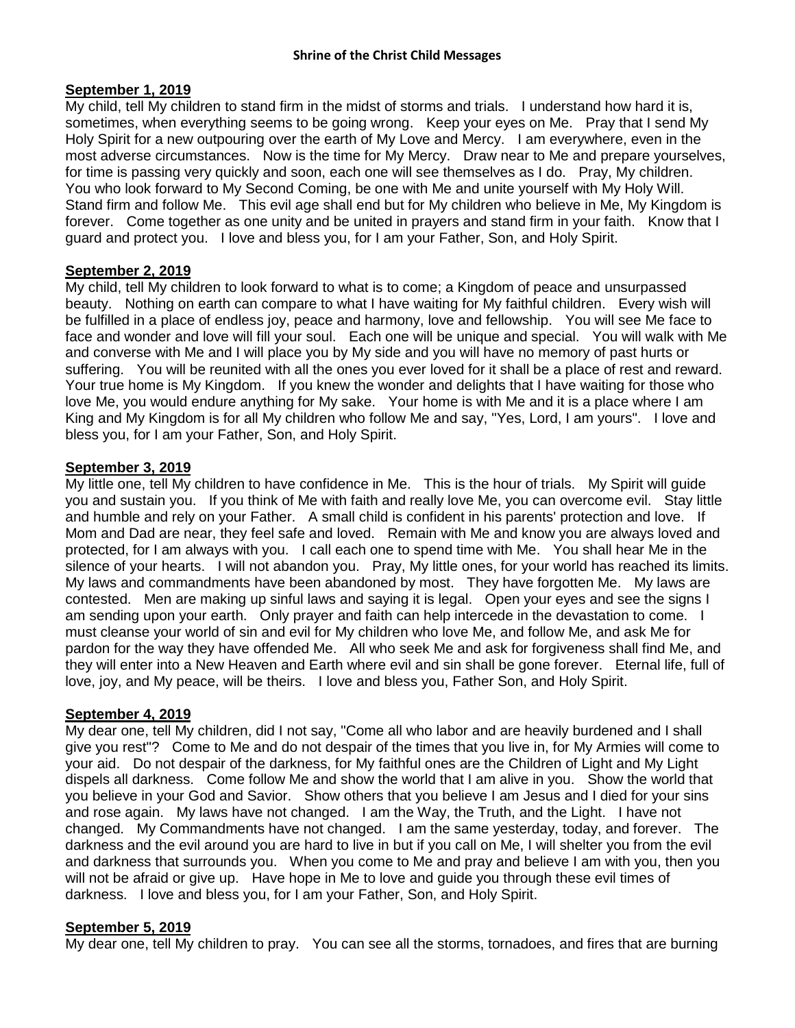**Shrine of the Christ Child Messages**

**September 1, 2019**

My child, tell My children to stand firm in the midst of storms and trials. I understand how hard it is, sometimes, when everything seems to be going wrong. Keep your eyes on Me. Pray that I send My Holy Spirit for a new outpouring over the earth of My Love and Mercy. I am everywhere, even in the most adverse circumstances. Now is the time for My Mercy. Draw near to Me and prepare yourselves, for time is passing very quickly and soon, each one will see themselves as I do. Pray, My children. You who look forward to My Second Coming, be one with Me and unite yourself with My Holy Will. Stand firm and follow Me. This evil age shall end but for My children who believe in Me, My Kingdom is forever. Come together as one unity and be united in prayers and stand firm in your faith. Know that I guard and protect you. I love and bless you, for I am your Father, Son, and Holy Spirit.

**September 2, 2019**

My child, tell My children to look forward to what is to come; a Kingdom of peace and unsurpassed beauty. Nothing on earth can compare to what I have waiting for My faithful children. Every wish will be fulfilled in a place of endless joy, peace and harmony, love and fellowship. You will see Me face to face and wonder and love will fill your soul. Each one will be unique and special. You will walk with Me and converse with Me and I will place you by My side and you will have no memory of past hurts or suffering. You will be reunited with all the ones you ever loved for it shall be a place of rest and reward. Your true home is My Kingdom. If you knew the wonder and delights that I have waiting for those who love Me, you would endure anything for My sake. Your home is with Me and it is a place where I am King and My Kingdom is for all My children who follow Me and say, "Yes, Lord, I am yours". I love and bless you, for I am your Father, Son, and Holy Spirit.

**September 3, 2019**

My little one, tell My children to have confidence in Me. This is the hour of trials. My Spirit will guide you and sustain you. If you think of Me with faith and really love Me, you can overcome evil. Stay little and humble and rely on your Father. A small child is confident in his parents' protection and love. If Mom and Dad are near, they feel safe and loved. Remain with Me and know you are always loved and protected, for I am always with you. I call each one to spend time with Me. You shall hear Me in the silence of your hearts. I will not abandon you. Pray, My little ones, for your world has reached its limits. My laws and commandments have been abandoned by most. They have forgotten Me. My laws are contested. Men are making up sinful laws and saying it is legal. Open your eyes and see the signs I am sending upon your earth. Only prayer and faith can help intercede in the devastation to come. I must cleanse your world of sin and evil for My children who love Me, and follow Me, and ask Me for pardon for the way they have offended Me. All who seek Me and ask for forgiveness shall find Me, and they will enter into a New Heaven and Earth where evil and sin shall be gone forever. Eternal life, full of love, joy, and My peace, will be theirs. I love and bless you, Father Son, and Holy Spirit.

**September 4, 2019**

My dear one, tell My children, did I not say, "Come all who labor and are heavily burdened and I shall give you rest"? Come to Me and do not despair of the times that you live in, for My Armies will come to your aid. Do not despair of the darkness, for My faithful ones are the Children of Light and My Light dispels all darkness. Come follow Me and show the world that I am alive in you. Show the world that you believe in your God and Savior. Show others that you believe I am Jesus and I died for your sins and rose again. My laws have not changed. I am the Way, the Truth, and the Light. I have not changed. My Commandments have not changed. I am the same yesterday, today, and forever. The darkness and the evil around you are hard to live in but if you call on Me, I will shelter you from the evil and darkness that surrounds you. When you come to Me and pray and believe I am with you, then you will not be afraid or give up. Have hope in Me to love and guide you through these evil times of darkness. I love and bless you, for I am your Father, Son, and Holy Spirit.

**September 5, 2019**

My dear one, tell My children to pray. You can see all the storms, tornadoes, and fires that are burning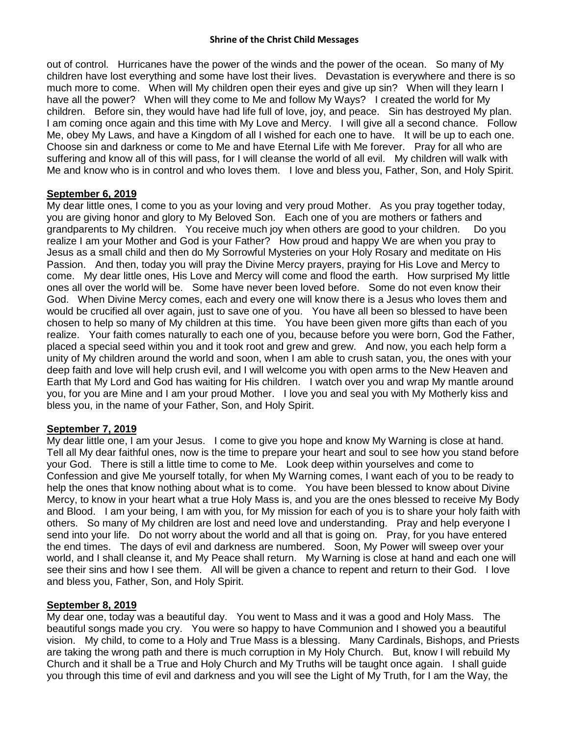out of control. Hurricanes have the power of the winds and the power of the ocean. So many of My children have lost everything and some have lost their lives. Devastation is everywhere and there is so much more to come. When will My children open their eyes and give up sin? When will they learn I have all the power? When will they come to Me and follow My Ways? I created the world for My children. Before sin, they would have had life full of love, joy, and peace. Sin has destroyed My plan. I am coming once again and this time with My Love and Mercy. I will give all a second chance. Follow Me, obey My Laws, and have a Kingdom of all I wished for each one to have. It will be up to each one. Choose sin and darkness or come to Me and have Eternal Life with Me forever. Pray for all who are suffering and know all of this will pass, for I will cleanse the world of all evil. My children will walk with Me and know who is in control and who loves them. I love and bless you, Father, Son, and Holy Spirit.

**September 6, 2019**

My dear little ones, I come to you as your loving and very proud Mother. As you pray together today, you are giving honor and glory to My Beloved Son. Each one of you are mothers or fathers and grandparents to My children. You receive much joy when others are good to your children. Do you realize I am your Mother and God is your Father? How proud and happy We are when you pray to Jesus as a small child and then do My Sorrowful Mysteries on your Holy Rosary and meditate on His Passion. And then, today you will pray the Divine Mercy prayers, praying for His Love and Mercy to come. My dear little ones, His Love and Mercy will come and flood the earth. How surprised My little ones all over the world will be. Some have never been loved before. Some do not even know their God. When Divine Mercy comes, each and every one will know there is a Jesus who loves them and would be crucified all over again, just to save one of you. You have all been so blessed to have been chosen to help so many of My children at this time. You have been given more gifts than each of you realize. Your faith comes naturally to each one of you, because before you were born, God the Father, placed a special seed within you and it took root and grew and grew. And now, you each help form a unity of My children around the world and soon, when I am able to crush satan, you, the ones with your deep faith and love will help crush evil, and I will welcome you with open arms to the New Heaven and Earth that My Lord and God has waiting for His children. I watch over you and wrap My mantle around you, for you are Mine and I am your proud Mother. I love you and seal you with My Motherly kiss and bless you, in the name of your Father, Son, and Holy Spirit.

**September 7, 2019**

My dear little one, I am your Jesus. I come to give you hope and know My Warning is close at hand. Tell all My dear faithful ones, now is the time to prepare your heart and soul to see how you stand before your God. There is still a little time to come to Me. Look deep within yourselves and come to Confession and give Me yourself totally, for when My Warning comes, I want each of you to be ready to help the ones that know nothing about what is to come. You have been blessed to know about Divine Mercy, to know in your heart what a true Holy Mass is, and you are the ones blessed to receive My Body and Blood. I am your being, I am with you, for My mission for each of you is to share your holy faith with others. So many of My children are lost and need love and understanding. Pray and help everyone I send into your life. Do not worry about the world and all that is going on. Pray, for you have entered the end times. The days of evil and darkness are numbered. Soon, My Power will sweep over your world, and I shall cleanse it, and My Peace shall return. My Warning is close at hand and each one will see their sins and how I see them. All will be given a chance to repent and return to their God. I love and bless you, Father, Son, and Holy Spirit.

**September 8, 2019**

My dear one, today was a beautiful day. You went to Mass and it was a good and Holy Mass. The beautiful songs made you cry. You were so happy to have Communion and I showed you a beautiful vision. My child, to come to a Holy and True Mass is a blessing. Many Cardinals, Bishops, and Priests are taking the wrong path and there is much corruption in My Holy Church. But, know I will rebuild My Church and it shall be a True and Holy Church and My Truths will be taught once again. I shall guide you through this time of evil and darkness and you will see the Light of My Truth, for I am the Way, the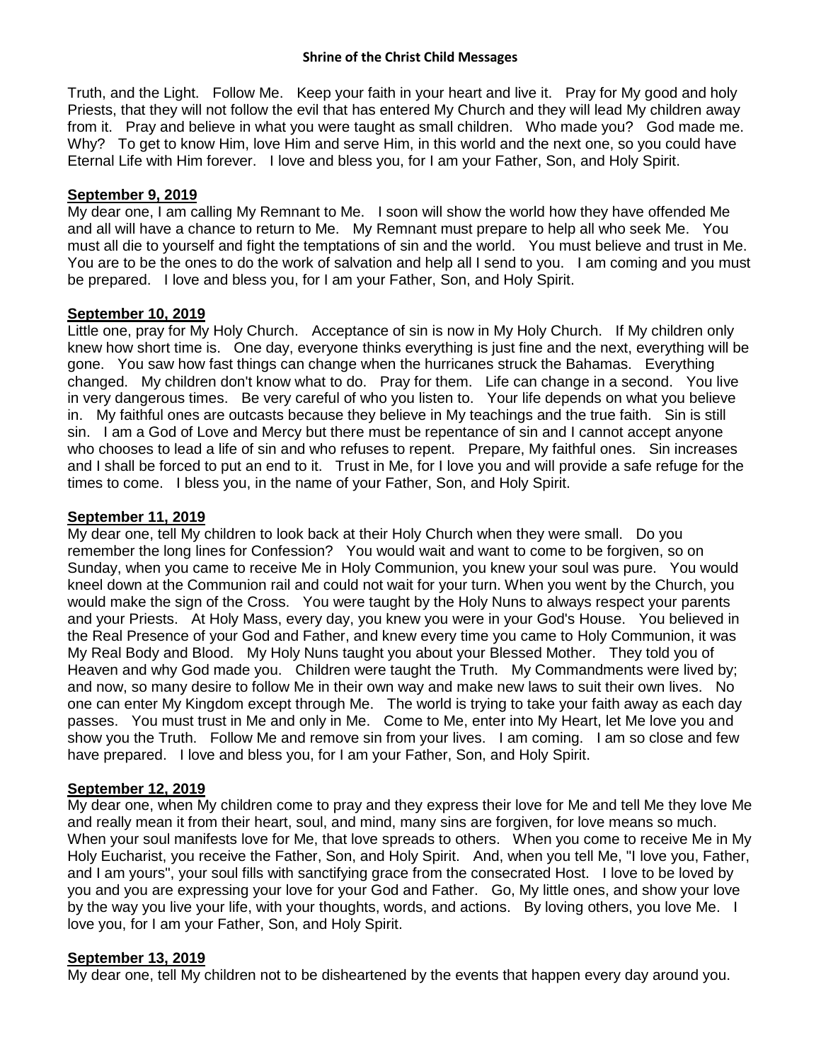Truth, and the Light. Follow Me. Keep your faith in your heart and live it. Pray for My good and holy Priests, that they will not follow the evil that has entered My Church and they will lead My children away from it. Pray and believe in what you were taught as small children. Who made you? God made me. Why? To get to know Him, love Him and serve Him, in this world and the next one, so you could have Eternal Life with Him forever. I love and bless you, for I am your Father, Son, and Holy Spirit.

**September 9, 2019**

My dear one, I am calling My Remnant to Me. I soon will show the world how they have offended Me and all will have a chance to return to Me. My Remnant must prepare to help all who seek Me. You must all die to yourself and fight the temptations of sin and the world. You must believe and trust in Me. You are to be the ones to do the work of salvation and help all I send to you. I am coming and you must be prepared. I love and bless you, for I am your Father, Son, and Holy Spirit.

**September 10, 2019**

Little one, pray for My Holy Church. Acceptance of sin is now in My Holy Church. If My children only knew how short time is. One day, everyone thinks everything is just fine and the next, everything will be gone. You saw how fast things can change when the hurricanes struck the Bahamas. Everything changed. My children don't know what to do. Pray for them. Life can change in a second. You live in very dangerous times. Be very careful of who you listen to. Your life depends on what you believe in. My faithful ones are outcasts because they believe in My teachings and the true faith. Sin is still sin. I am a God of Love and Mercy but there must be repentance of sin and I cannot accept anyone who chooses to lead a life of sin and who refuses to repent. Prepare, My faithful ones. Sin increases and I shall be forced to put an end to it. Trust in Me, for I love you and will provide a safe refuge for the times to come. I bless you, in the name of your Father, Son, and Holy Spirit.

**September 11, 2019**

My dear one, tell My children to look back at their Holy Church when they were small. Do you remember the long lines for Confession? You would wait and want to come to be forgiven, so on Sunday, when you came to receive Me in Holy Communion, you knew your soul was pure. You would kneel down at the Communion rail and could not wait for your turn. When you went by the Church, you would make the sign of the Cross. You were taught by the Holy Nuns to always respect your parents and your Priests. At Holy Mass, every day, you knew you were in your God's House. You believed in the Real Presence of your God and Father, and knew every time you came to Holy Communion, it was My Real Body and Blood. My Holy Nuns taught you about your Blessed Mother. They told you of Heaven and why God made you. Children were taught the Truth. My Commandments were lived by; and now, so many desire to follow Me in their own way and make new laws to suit their own lives. No one can enter My Kingdom except through Me. The world is trying to take your faith away as each day passes. You must trust in Me and only in Me. Come to Me, enter into My Heart, let Me love you and show you the Truth. Follow Me and remove sin from your lives. I am coming. I am so close and few have prepared. I love and bless you, for I am your Father, Son, and Holy Spirit.

**September 12, 2019**

My dear one, when My children come to pray and they express their love for Me and tell Me they love Me and really mean it from their heart, soul, and mind, many sins are forgiven, for love means so much. When your soul manifests love for Me, that love spreads to others. When you come to receive Me in My Holy Eucharist, you receive the Father, Son, and Holy Spirit. And, when you tell Me, "I love you, Father, and I am yours", your soul fills with sanctifying grace from the consecrated Host. I love to be loved by you and you are expressing your love for your God and Father. Go, My little ones, and show your love by the way you live your life, with your thoughts, words, and actions. By loving others, you love Me. I love you, for I am your Father, Son, and Holy Spirit.

**September 13, 2019**

My dear one, tell My children not to be disheartened by the events that happen every day around you.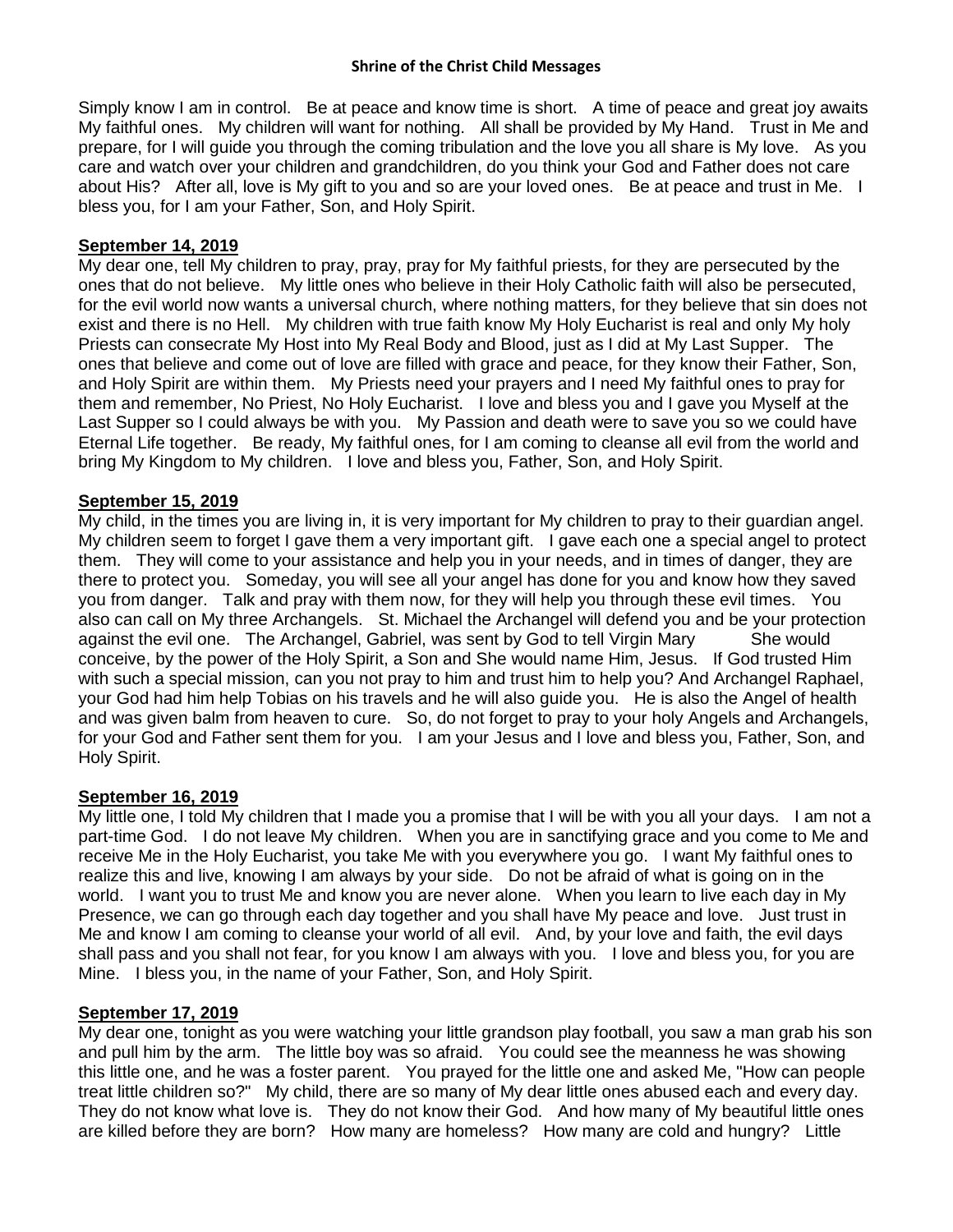Simply know I am in control. Be at peace and know time is short. A time of peace and great joy awaits My faithful ones. My children will want for nothing. All shall be provided by My Hand. Trust in Me and prepare, for I will guide you through the coming tribulation and the love you all share is My love. As you care and watch over your children and grandchildren, do you think your God and Father does not care about His? After all, love is My gift to you and so are your loved ones. Be at peace and trust in Me. I bless you, for I am your Father, Son, and Holy Spirit.

**September 14, 2019**

My dear one, tell My children to pray, pray, pray for My faithful priests, for they are persecuted by the ones that do not believe. My little ones who believe in their Holy Catholic faith will also be persecuted, for the evil world now wants a universal church, where nothing matters, for they believe that sin does not exist and there is no Hell. My children with true faith know My Holy Eucharist is real and only My holy Priests can consecrate My Host into My Real Body and Blood, just as I did at My Last Supper. The ones that believe and come out of love are filled with grace and peace, for they know their Father, Son, and Holy Spirit are within them. My Priests need your prayers and I need My faithful ones to pray for them and remember, No Priest, No Holy Eucharist. I love and bless you and I gave you Myself at the Last Supper so I could always be with you. My Passion and death were to save you so we could have Eternal Life together. Be ready, My faithful ones, for I am coming to cleanse all evil from the world and bring My Kingdom to My children. I love and bless you, Father, Son, and Holy Spirit.

**September 15, 2019**

My child, in the times you are living in, it is very important for My children to pray to their guardian angel. My children seem to forget I gave them a very important gift. I gave each one a special angel to protect them. They will come to your assistance and help you in your needs, and in times of danger, they are there to protect you. Someday, you will see all your angel has done for you and know how they saved you from danger. Talk and pray with them now, for they will help you through these evil times. You also can call on My three Archangels. St. Michael the Archangel will defend you and be your protection against the evil one. The Archangel, Gabriel, was sent by God to tell Virgin Mary She would conceive, by the power of the Holy Spirit, a Son and She would name Him, Jesus. If God trusted Him with such a special mission, can you not pray to him and trust him to help you? And Archangel Raphael, your God had him help Tobias on his travels and he will also guide you. He is also the Angel of health and was given balm from heaven to cure. So, do not forget to pray to your holy Angels and Archangels, for your God and Father sent them for you. I am your Jesus and I love and bless you, Father, Son, and Holy Spirit.

**September 16, 2019**

My little one, I told My children that I made you a promise that I will be with you all your days. I am not a part-time God. I do not leave My children. When you are in sanctifying grace and you come to Me and receive Me in the Holy Eucharist, you take Me with you everywhere you go. I want My faithful ones to realize this and live, knowing I am always by your side. Do not be afraid of what is going on in the world. I want you to trust Me and know you are never alone. When you learn to live each day in My Presence, we can go through each day together and you shall have My peace and love. Just trust in Me and know I am coming to cleanse your world of all evil. And, by your love and faith, the evil days shall pass and you shall not fear, for you know I am always with you. I love and bless you, for you are Mine. I bless you, in the name of your Father, Son, and Holy Spirit.

**September 17, 2019**

My dear one, tonight as you were watching your little grandson play football, you saw a man grab his son and pull him by the arm. The little boy was so afraid. You could see the meanness he was showing this little one, and he was a foster parent. You prayed for the little one and asked Me, "How can people treat little children so?" My child, there are so many of My dear little ones abused each and every day. They do not know what love is. They do not know their God. And how many of My beautiful little ones are killed before they are born? How many are homeless? How many are cold and hungry? Little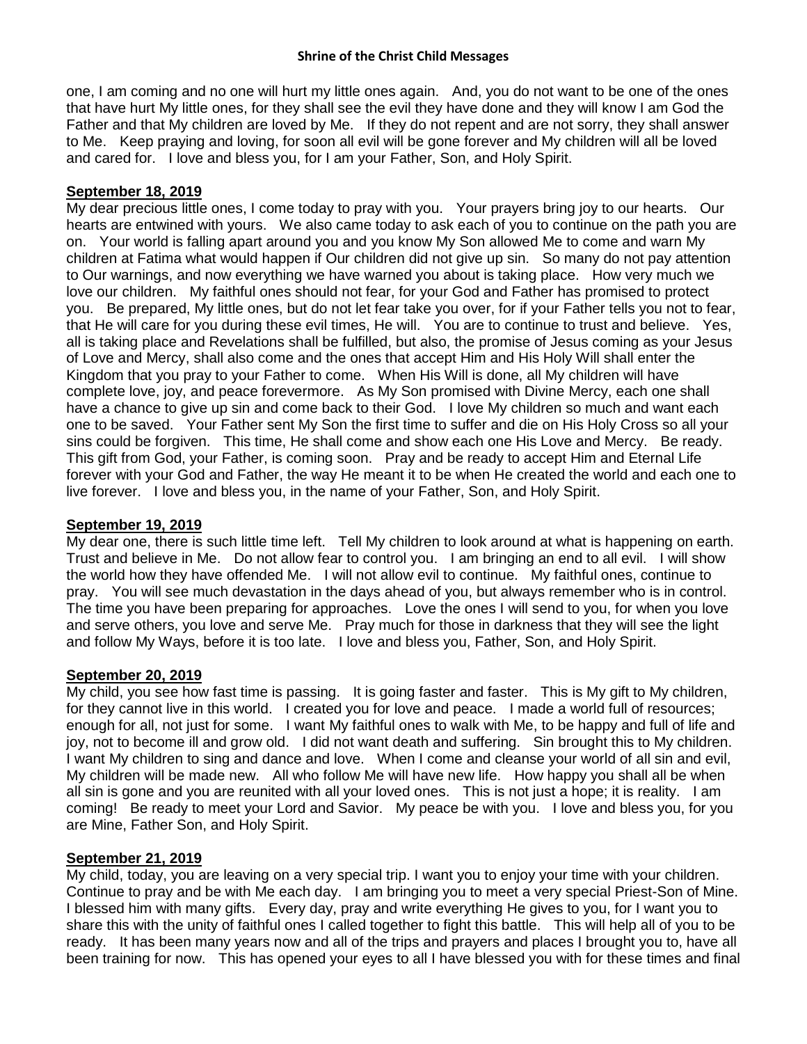one, I am coming and no one will hurt my little ones again. And, you do not want to be one of the ones that have hurt My little ones, for they shall see the evil they have done and they will know I am God the Father and that My children are loved by Me. If they do not repent and are not sorry, they shall answer to Me. Keep praying and loving, for soon all evil will be gone forever and My children will all be loved and cared for. I love and bless you, for I am your Father, Son, and Holy Spirit.

**September 18, 2019**

My dear precious little ones, I come today to pray with you. Your prayers bring joy to our hearts. Our hearts are entwined with yours. We also came today to ask each of you to continue on the path you are on. Your world is falling apart around you and you know My Son allowed Me to come and warn My children at Fatima what would happen if Our children did not give up sin. So many do not pay attention to Our warnings, and now everything we have warned you about is taking place. How very much we love our children. My faithful ones should not fear, for your God and Father has promised to protect you. Be prepared, My little ones, but do not let fear take you over, for if your Father tells you not to fear, that He will care for you during these evil times, He will. You are to continue to trust and believe. Yes, all is taking place and Revelations shall be fulfilled, but also, the promise of Jesus coming as your Jesus of Love and Mercy, shall also come and the ones that accept Him and His Holy Will shall enter the Kingdom that you pray to your Father to come. When His Will is done, all My children will have complete love, joy, and peace forevermore. As My Son promised with Divine Mercy, each one shall have a chance to give up sin and come back to their God. I love My children so much and want each one to be saved. Your Father sent My Son the first time to suffer and die on His Holy Cross so all your sins could be forgiven. This time, He shall come and show each one His Love and Mercy. Be ready. This gift from God, your Father, is coming soon. Pray and be ready to accept Him and Eternal Life forever with your God and Father, the way He meant it to be when He created the world and each one to live forever. I love and bless you, in the name of your Father, Son, and Holy Spirit.

**September 19, 2019**

My dear one, there is such little time left. Tell My children to look around at what is happening on earth. Trust and believe in Me. Do not allow fear to control you. I am bringing an end to all evil. I will show the world how they have offended Me. I will not allow evil to continue. My faithful ones, continue to pray. You will see much devastation in the days ahead of you, but always remember who is in control. The time you have been preparing for approaches. Love the ones I will send to you, for when you love and serve others, you love and serve Me. Pray much for those in darkness that they will see the light and follow My Ways, before it is too late. I love and bless you, Father, Son, and Holy Spirit.

**September 20, 2019**

My child, you see how fast time is passing. It is going faster and faster. This is My gift to My children, for they cannot live in this world. I created you for love and peace. I made a world full of resources; enough for all, not just for some. I want My faithful ones to walk with Me, to be happy and full of life and joy, not to become ill and grow old. I did not want death and suffering. Sin brought this to My children. I want My children to sing and dance and love. When I come and cleanse your world of all sin and evil, My children will be made new. All who follow Me will have new life. How happy you shall all be when all sin is gone and you are reunited with all your loved ones. This is not just a hope; it is reality. I am coming! Be ready to meet your Lord and Savior. My peace be with you. I love and bless you, for you are Mine, Father Son, and Holy Spirit.

**September 21, 2019**

My child, today, you are leaving on a very special trip. I want you to enjoy your time with your children. Continue to pray and be with Me each day. I am bringing you to meet a very special Priest-Son of Mine. I blessed him with many gifts. Every day, pray and write everything He gives to you, for I want you to share this with the unity of faithful ones I called together to fight this battle. This will help all of you to be ready. It has been many years now and all of the trips and prayers and places I brought you to, have all been training for now. This has opened your eyes to all I have blessed you with for these times and final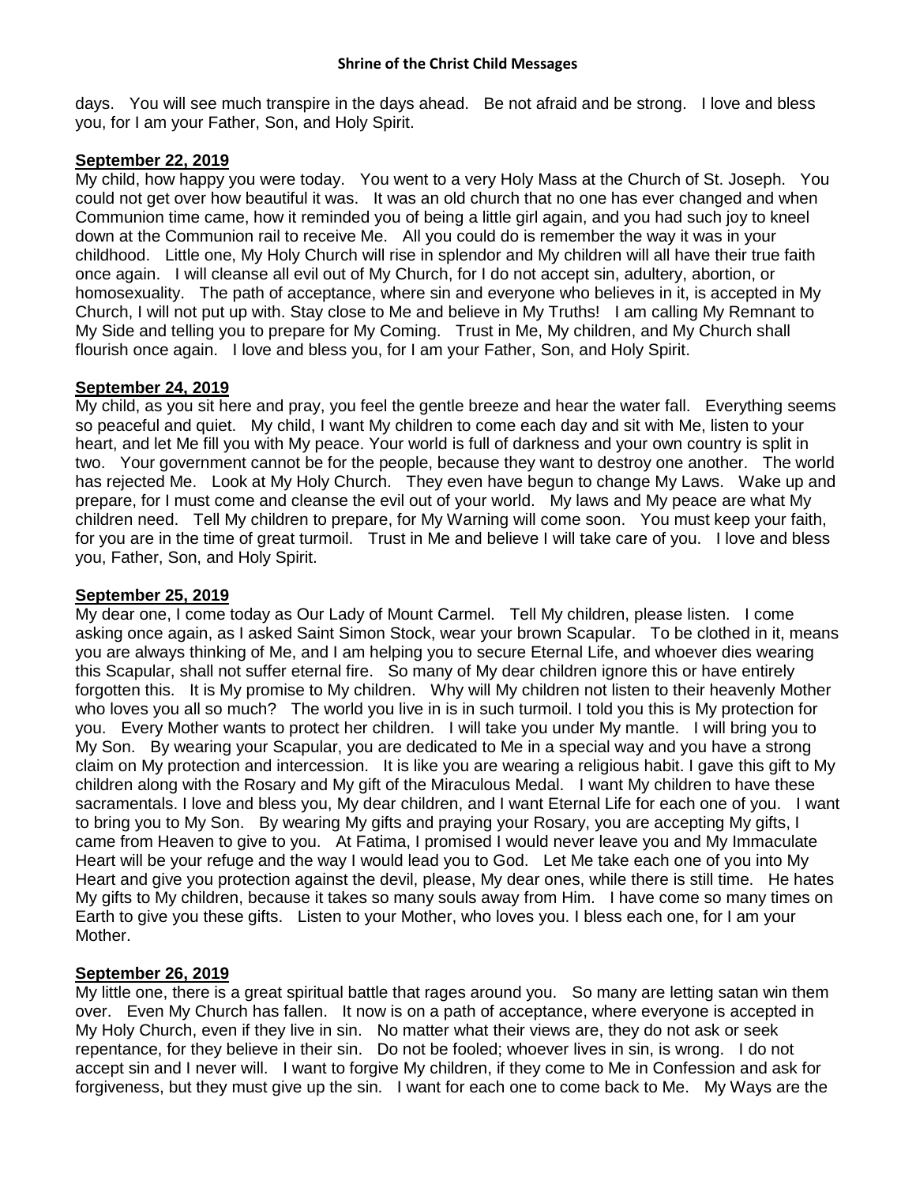days. You will see much transpire in the days ahead. Be not afraid and be strong. I love and bless you, for I am your Father, Son, and Holy Spirit.

**September 22, 2019**

My child, how happy you were today. You went to a very Holy Mass at the Church of St. Joseph. You could not get over how beautiful it was. It was an old church that no one has ever changed and when Communion time came, how it reminded you of being a little girl again, and you had such joy to kneel down at the Communion rail to receive Me. All you could do is remember the way it was in your childhood. Little one, My Holy Church will rise in splendor and My children will all have their true faith once again. I will cleanse all evil out of My Church, for I do not accept sin, adultery, abortion, or homosexuality. The path of acceptance, where sin and everyone who believes in it, is accepted in My Church, I will not put up with. Stay close to Me and believe in My Truths! I am calling My Remnant to My Side and telling you to prepare for My Coming. Trust in Me, My children, and My Church shall flourish once again. I love and bless you, for I am your Father, Son, and Holy Spirit.

**September 24, 2019**

My child, as you sit here and pray, you feel the gentle breeze and hear the water fall. Everything seems so peaceful and quiet. My child, I want My children to come each day and sit with Me, listen to your heart, and let Me fill you with My peace. Your world is full of darkness and your own country is split in two. Your government cannot be for the people, because they want to destroy one another. The world has rejected Me. Look at My Holy Church. They even have begun to change My Laws. Wake up and prepare, for I must come and cleanse the evil out of your world. My laws and My peace are what My children need. Tell My children to prepare, for My Warning will come soon. You must keep your faith, for you are in the time of great turmoil. Trust in Me and believe I will take care of you. I love and bless you, Father, Son, and Holy Spirit.

**September 25, 2019**

My dear one, I come today as Our Lady of Mount Carmel. Tell My children, please listen. I come asking once again, as I asked Saint Simon Stock, wear your brown Scapular. To be clothed in it, means you are always thinking of Me, and I am helping you to secure Eternal Life, and whoever dies wearing this Scapular, shall not suffer eternal fire. So many of My dear children ignore this or have entirely forgotten this. It is My promise to My children. Why will My children not listen to their heavenly Mother who loves you all so much? The world you live in is in such turmoil. I told you this is My protection for you. Every Mother wants to protect her children. I will take you under My mantle. I will bring you to My Son. By wearing your Scapular, you are dedicated to Me in a special way and you have a strong claim on My protection and intercession. It is like you are wearing a religious habit. I gave this gift to My children along with the Rosary and My gift of the Miraculous Medal. I want My children to have these sacramentals. I love and bless you, My dear children, and I want Eternal Life for each one of you. I want to bring you to My Son. By wearing My gifts and praying your Rosary, you are accepting My gifts, I came from Heaven to give to you. At Fatima, I promised I would never leave you and My Immaculate Heart will be your refuge and the way I would lead you to God. Let Me take each one of you into My Heart and give you protection against the devil, please, My dear ones, while there is still time. He hates My gifts to My children, because it takes so many souls away from Him. I have come so many times on Earth to give you these gifts. Listen to your Mother, who loves you. I bless each one, for I am your Mother.

**September 26, 2019**

My little one, there is a great spiritual battle that rages around you. So many are letting satan win them over. Even My Church has fallen. It now is on a path of acceptance, where everyone is accepted in My Holy Church, even if they live in sin. No matter what their views are, they do not ask or seek repentance, for they believe in their sin. Do not be fooled; whoever lives in sin, is wrong. I do not accept sin and I never will. I want to forgive My children, if they come to Me in Confession and ask for forgiveness, but they must give up the sin. I want for each one to come back to Me. My Ways are the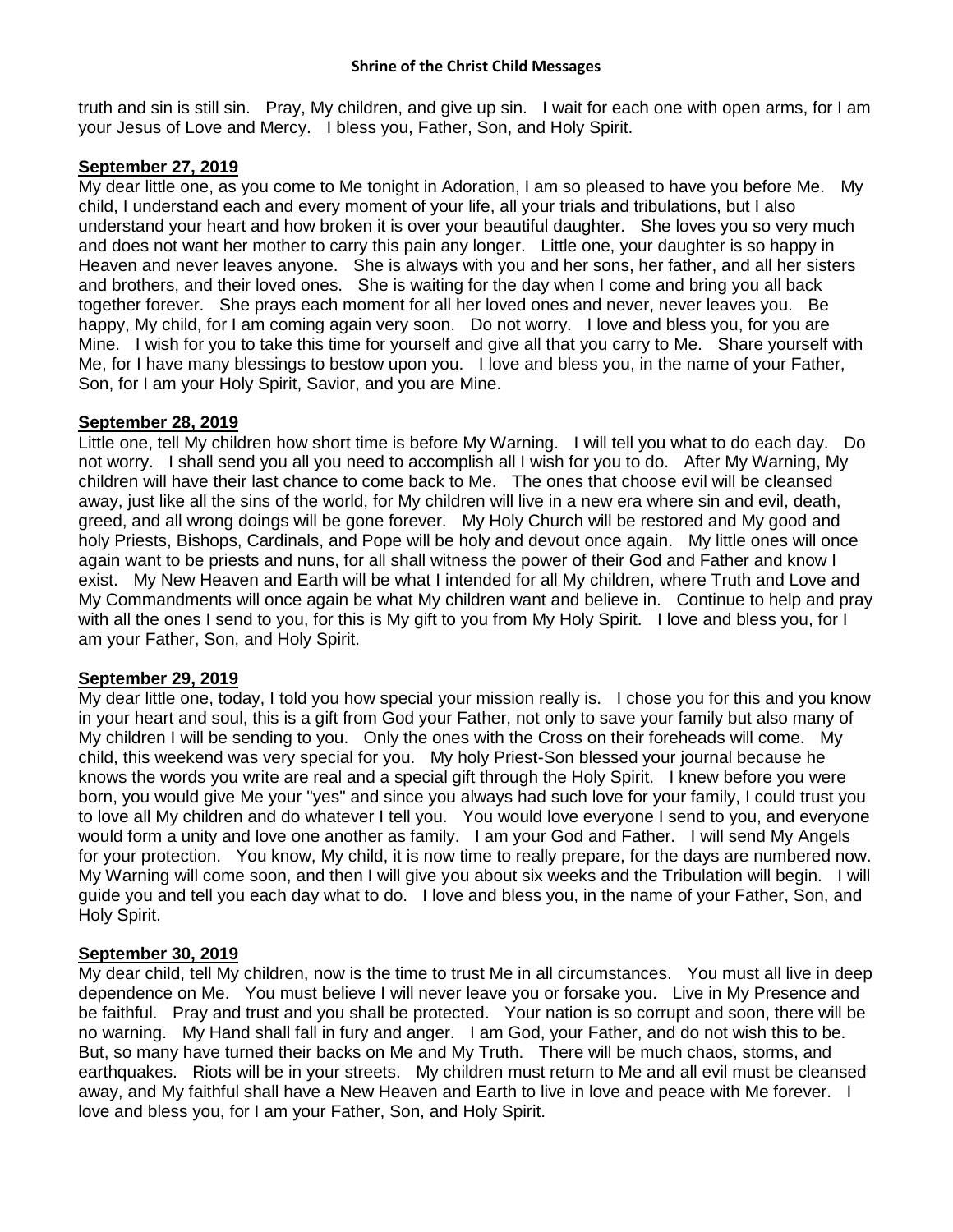truth and sin is still sin. Pray, My children, and give up sin. I wait for each one with open arms, for I am your Jesus of Love and Mercy. I bless you, Father, Son, and Holy Spirit.

**September 27, 2019**

My dear little one, as you come to Me tonight in Adoration, I am so pleased to have you before Me. My child, I understand each and every moment of your life, all your trials and tribulations, but I also understand your heart and how broken it is over your beautiful daughter. She loves you so very much and does not want her mother to carry this pain any longer. Little one, your daughter is so happy in Heaven and never leaves anyone. She is always with you and her sons, her father, and all her sisters and brothers, and their loved ones. She is waiting for the day when I come and bring you all back together forever. She prays each moment for all her loved ones and never, never leaves you. Be happy, My child, for I am coming again very soon. Do not worry. I love and bless you, for you are Mine. I wish for you to take this time for yourself and give all that you carry to Me. Share yourself with Me, for I have many blessings to bestow upon you. I love and bless you, in the name of your Father, Son, for I am your Holy Spirit, Savior, and you are Mine.

**September 28, 2019**

Little one, tell My children how short time is before My Warning. I will tell you what to do each day. Do not worry. I shall send you all you need to accomplish all I wish for you to do. After My Warning, My children will have their last chance to come back to Me. The ones that choose evil will be cleansed away, just like all the sins of the world, for My children will live in a new era where sin and evil, death, greed, and all wrong doings will be gone forever. My Holy Church will be restored and My good and holy Priests, Bishops, Cardinals, and Pope will be holy and devout once again. My little ones will once again want to be priests and nuns, for all shall witness the power of their God and Father and know I exist. My New Heaven and Earth will be what I intended for all My children, where Truth and Love and My Commandments will once again be what My children want and believe in. Continue to help and pray with all the ones I send to you, for this is My gift to you from My Holy Spirit. I love and bless you, for I am your Father, Son, and Holy Spirit.

**September 29, 2019**

My dear little one, today, I told you how special your mission really is. I chose you for this and you know in your heart and soul, this is a gift from God your Father, not only to save your family but also many of My children I will be sending to you. Only the ones with the Cross on their foreheads will come. My child, this weekend was very special for you. My holy Priest-Son blessed your journal because he knows the words you write are real and a special gift through the Holy Spirit. I knew before you were born, you would give Me your "yes" and since you always had such love for your family, I could trust you to love all My children and do whatever I tell you. You would love everyone I send to you, and everyone would form a unity and love one another as family. I am your God and Father. I will send My Angels for your protection. You know, My child, it is now time to really prepare, for the days are numbered now. My Warning will come soon, and then I will give you about six weeks and the Tribulation will begin. I will guide you and tell you each day what to do. I love and bless you, in the name of your Father, Son, and Holy Spirit.

**September 30, 2019**

My dear child, tell My children, now is the time to trust Me in all circumstances. You must all live in deep dependence on Me. You must believe I will never leave you or forsake you. Live in My Presence and be faithful. Pray and trust and you shall be protected. Your nation is so corrupt and soon, there will be no warning. My Hand shall fall in fury and anger. I am God, your Father, and do not wish this to be. But, so many have turned their backs on Me and My Truth. There will be much chaos, storms, and earthquakes. Riots will be in your streets. My children must return to Me and all evil must be cleansed away, and My faithful shall have a New Heaven and Earth to live in love and peace with Me forever. I love and bless you, for I am your Father, Son, and Holy Spirit.